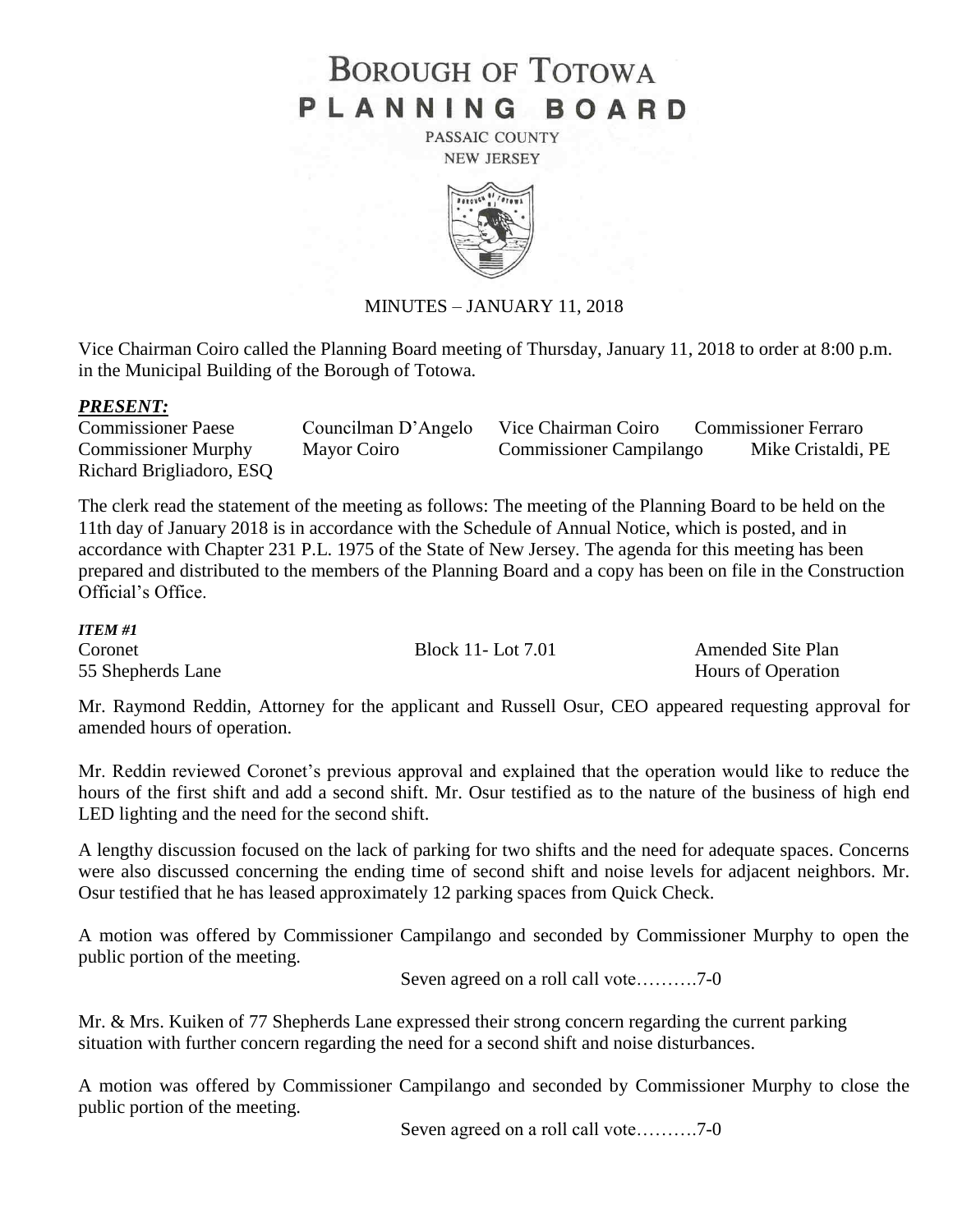# BOROUGH OF TOTOWA
# PLANNING BOARD

PASSAIC COUNTY
NEW JERSEY

MINUTES – JANUARY 11, 2018

Vice Chairman Coiro called the Planning Board meeting of Thursday, January 11, 2018 to order at 8:00 p.m. in the Municipal Building of the Borough of Totowa.

***PRESENT:***

Commissioner Paese　Councilman D'Angelo　Vice Chairman Coiro　Commissioner Ferraro
Commissioner Murphy　Mayor Coiro　Commissioner Campilango　Mike Cristaldi, PE
Richard Brigliadoro, ESQ

The clerk read the statement of the meeting as follows: The meeting of the Planning Board to be held on the 11th day of January 2018 is in accordance with the Schedule of Annual Notice, which is posted, and in accordance with Chapter 231 P.L. 1975 of the State of New Jersey. The agenda for this meeting has been prepared and distributed to the members of the Planning Board and a copy has been on file in the Construction Official's Office.

***ITEM #1***

Coronet　Block 11- Lot 7.01　Amended Site Plan
55 Shepherds Lane　Hours of Operation

Mr. Raymond Reddin, Attorney for the applicant and Russell Osur, CEO appeared requesting approval for amended hours of operation.

Mr. Reddin reviewed Coronet's previous approval and explained that the operation would like to reduce the hours of the first shift and add a second shift. Mr. Osur testified as to the nature of the business of high end LED lighting and the need for the second shift.

A lengthy discussion focused on the lack of parking for two shifts and the need for adequate spaces. Concerns were also discussed concerning the ending time of second shift and noise levels for adjacent neighbors. Mr. Osur testified that he has leased approximately 12 parking spaces from Quick Check.

A motion was offered by Commissioner Campilango and seconded by Commissioner Murphy to open the public portion of the meeting.

Seven agreed on a roll call vote……….7-0

Mr. & Mrs. Kuiken of 77 Shepherds Lane expressed their strong concern regarding the current parking situation with further concern regarding the need for a second shift and noise disturbances.

A motion was offered by Commissioner Campilango and seconded by Commissioner Murphy to close the public portion of the meeting.

Seven agreed on a roll call vote……….7-0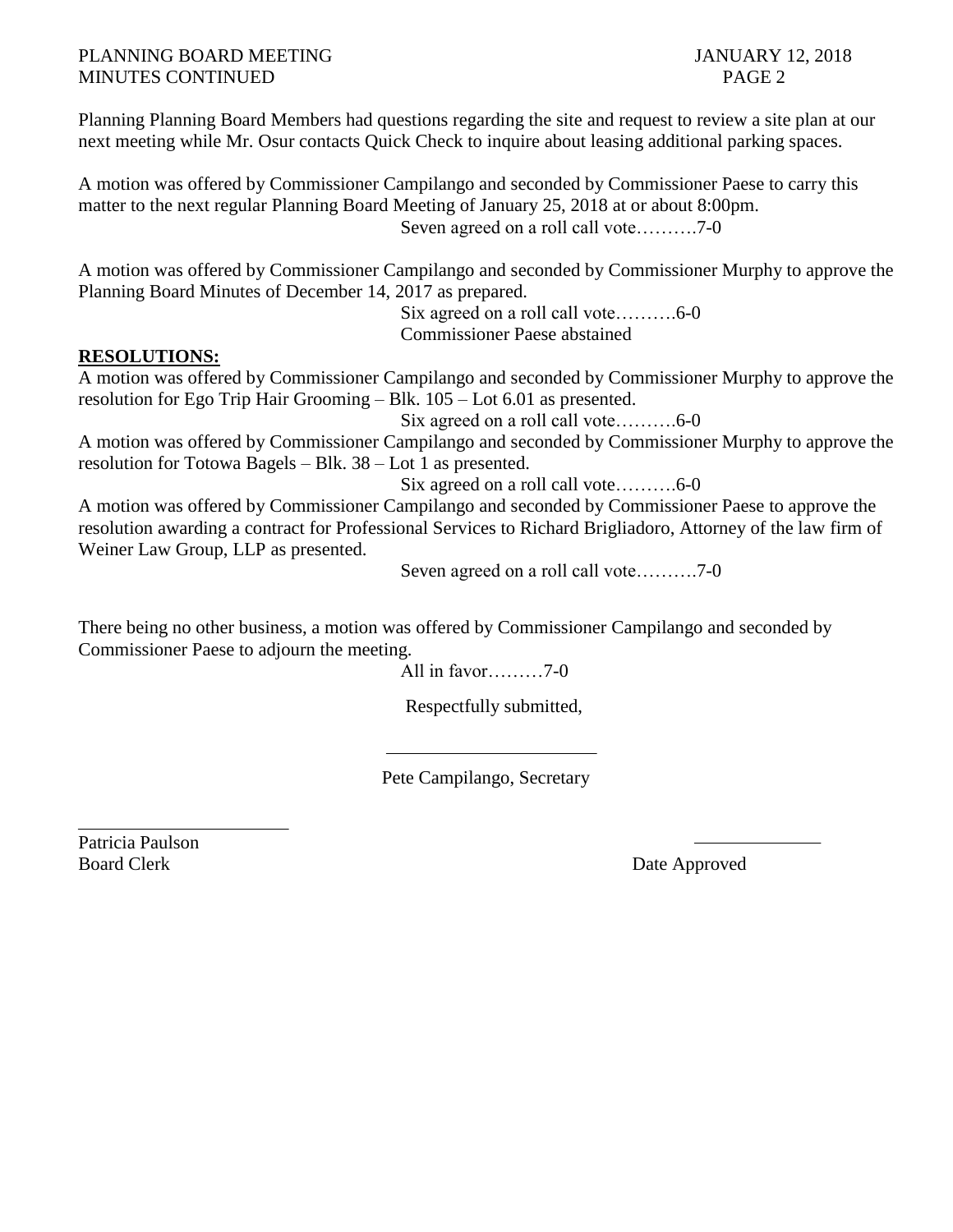Planning Planning Board Members had questions regarding the site and request to review a site plan at our next meeting while Mr. Osur contacts Quick Check to inquire about leasing additional parking spaces.

A motion was offered by Commissioner Campilango and seconded by Commissioner Paese to carry this matter to the next regular Planning Board Meeting of January 25, 2018 at or about 8:00pm.

Seven agreed on a roll call vote……….7-0

A motion was offered by Commissioner Campilango and seconded by Commissioner Murphy to approve the Planning Board Minutes of December 14, 2017 as prepared.

Six agreed on a roll call vote……….6-0
Commissioner Paese abstained

**RESOLUTIONS:**

A motion was offered by Commissioner Campilango and seconded by Commissioner Murphy to approve the resolution for Ego Trip Hair Grooming – Blk. 105 – Lot 6.01 as presented.

Six agreed on a roll call vote……….6-0

A motion was offered by Commissioner Campilango and seconded by Commissioner Murphy to approve the resolution for Totowa Bagels – Blk. 38 – Lot 1 as presented.

Six agreed on a roll call vote……….6-0

A motion was offered by Commissioner Campilango and seconded by Commissioner Paese to approve the resolution awarding a contract for Professional Services to Richard Brigliadoro, Attorney of the law firm of Weiner Law Group, LLP as presented.

Seven agreed on a roll call vote……….7-0

There being no other business, a motion was offered by Commissioner Campilango and seconded by Commissioner Paese to adjourn the meeting.

All in favor………7-0

Respectfully submitted,

\_\_\_\_\_\_\_\_\_\_\_\_\_\_\_\_\_\_\_\_\_\_

Pete Campilango, Secretary

\_\_\_\_\_\_\_\_\_\_\_\_\_\_\_\_\_\_\_\_\_\_

Patricia Paulson
Board Clerk

\_\_\_\_\_\_\_\_\_\_\_\_\_\_

Date Approved